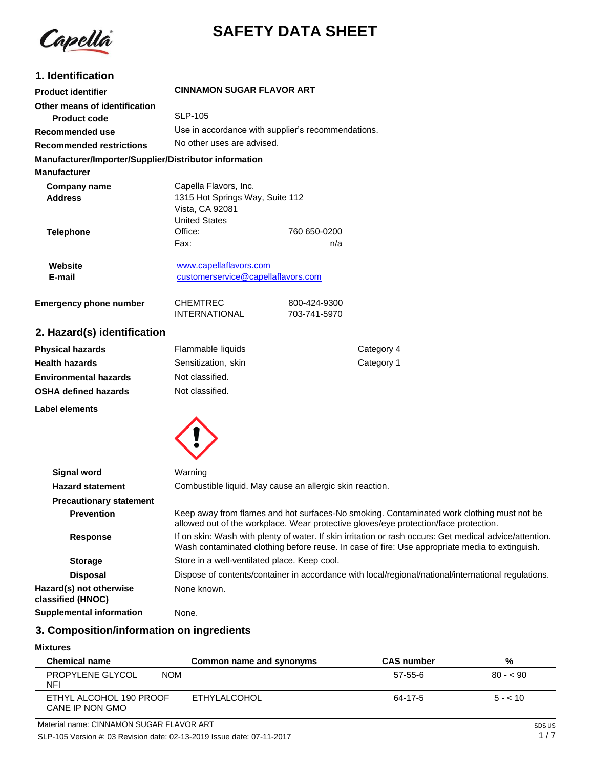# SAFETY DATA SHEET

## 1. Identification

**Product identifier** CINNAMON SUGAR FLAVOR ART

**Other means of identification**

**Product code** SLP-105

**Recommended use** Use in accordance with supplier's recommendations.

**Recommended restrictions** No other uses are advised.

**Manufacturer/Importer/Supplier/Distributor information**

**Manufacturer**

**Company name** Capella Flavors, Inc.

**Address** 1315 Hot Springs Way, Suite 112
Vista, CA 92081
United States

**Telephone** Office: 760 650-0200
Fax: n/a

**Website** www.capellaflavors.com

**E-mail** customerservice@capellaflavors.com

**Emergency phone number** CHEMTREC 800-424-9300
INTERNATIONAL 703-741-5970

## 2. Hazard(s) identification

| | | |
|---|---|---|
| **Physical hazards** | Flammable liquids | Category 4 |
| **Health hazards** | Sensitization, skin | Category 1 |
| **Environmental hazards** | Not classified. | |
| **OSHA defined hazards** | Not classified. | |

**Label elements**

**Signal word** Warning

**Hazard statement** Combustible liquid. May cause an allergic skin reaction.

**Precautionary statement**

**Prevention** Keep away from flames and hot surfaces-No smoking. Contaminated work clothing must not be allowed out of the workplace. Wear protective gloves/eye protection/face protection.

**Response** If on skin: Wash with plenty of water. If skin irritation or rash occurs: Get medical advice/attention. Wash contaminated clothing before reuse. In case of fire: Use appropriate media to extinguish.

**Storage** Store in a well-ventilated place. Keep cool.

**Disposal** Dispose of contents/container in accordance with local/regional/national/international regulations.

**Hazard(s) not otherwise classified (HNOC)** None known.

**Supplemental information** None.

## 3. Composition/information on ingredients

**Mixtures**

| Chemical name | Common name and synonyms | CAS number | % |
|---|---|---|---|
| PROPYLENE GLYCOL NOM NFI | | 57-55-6 | 80 - < 90 |
| ETHYL ALCOHOL 190 PROOF CANE IP NON GMO | ETHYLALCOHOL | 64-17-5 | 5 - < 10 |

Material name: CINNAMON SUGAR FLAVOR ART

SLP-105 Version #: 03 Revision date: 02-13-2019 Issue date: 07-11-2017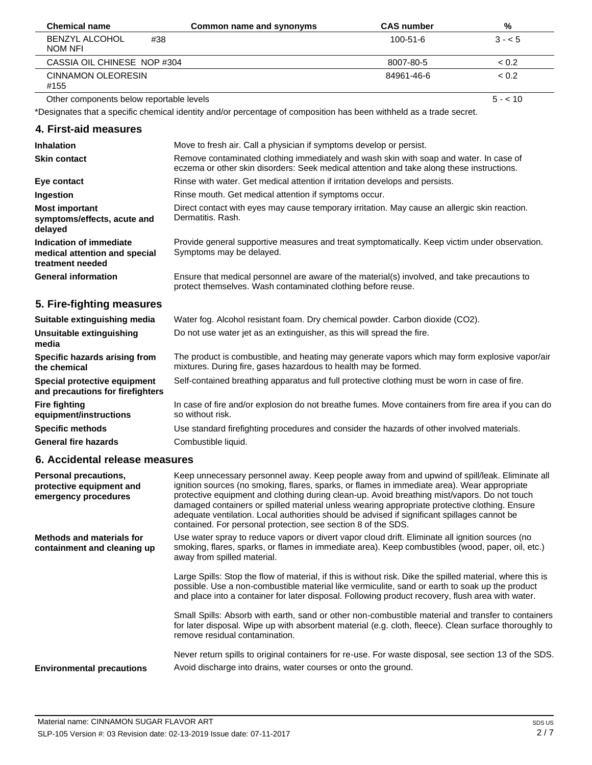| Chemical name | Common name and synonyms | CAS number | % |
| --- | --- | --- | --- |
| BENZYL ALCOHOL #38 NOM NFI | | 100-51-6 | 3 - < 5 |
| CASSIA OIL CHINESE NOP #304 | | 8007-80-5 | < 0.2 |
| CINNAMON OLEORESIN #155 | | 84961-46-6 | < 0.2 |
| Other components below reportable levels | | | 5 - < 10 |

*Designates that a specific chemical identity and/or percentage of composition has been withheld as a trade secret.

## 4. First-aid measures

| | |
| --- | --- |
| **Inhalation** | Move to fresh air. Call a physician if symptoms develop or persist. |
| **Skin contact** | Remove contaminated clothing immediately and wash skin with soap and water. In case of eczema or other skin disorders: Seek medical attention and take along these instructions. |
| **Eye contact** | Rinse with water. Get medical attention if irritation develops and persists. |
| **Ingestion** | Rinse mouth. Get medical attention if symptoms occur. |
| **Most important symptoms/effects, acute and delayed** | Direct contact with eyes may cause temporary irritation. May cause an allergic skin reaction. Dermatitis. Rash. |
| **Indication of immediate medical attention and special treatment needed** | Provide general supportive measures and treat symptomatically. Keep victim under observation. Symptoms may be delayed. |
| **General information** | Ensure that medical personnel are aware of the material(s) involved, and take precautions to protect themselves. Wash contaminated clothing before reuse. |

## 5. Fire-fighting measures

| | |
| --- | --- |
| **Suitable extinguishing media** | Water fog. Alcohol resistant foam. Dry chemical powder. Carbon dioxide ($CO_2$). |
| **Unsuitable extinguishing media** | Do not use water jet as an extinguisher, as this will spread the fire. |
| **Specific hazards arising from the chemical** | The product is combustible, and heating may generate vapors which may form explosive vapor/air mixtures. During fire, gases hazardous to health may be formed. |
| **Special protective equipment and precautions for firefighters** | Self-contained breathing apparatus and full protective clothing must be worn in case of fire. |
| **Fire fighting equipment/instructions** | In case of fire and/or explosion do not breathe fumes. Move containers from fire area if you can do so without risk. |
| **Specific methods** | Use standard firefighting procedures and consider the hazards of other involved materials. |
| **General fire hazards** | Combustible liquid. |

## 6. Accidental release measures

**Personal precautions, protective equipment and emergency procedures**

Keep unnecessary personnel away. Keep people away from and upwind of spill/leak. Eliminate all ignition sources (no smoking, flares, sparks, or flames in immediate area). Wear appropriate protective equipment and clothing during clean-up. Avoid breathing mist/vapors. Do not touch damaged containers or spilled material unless wearing appropriate protective clothing. Ensure adequate ventilation. Local authorities should be advised if significant spillages cannot be contained. For personal protection, see section 8 of the SDS.

**Methods and materials for containment and cleaning up**

Use water spray to reduce vapors or divert vapor cloud drift. Eliminate all ignition sources (no smoking, flares, sparks, or flames in immediate area). Keep combustibles (wood, paper, oil, etc.) away from spilled material.

Large Spills: Stop the flow of material, if this is without risk. Dike the spilled material, where this is possible. Use a non-combustible material like vermiculite, sand or earth to soak up the product and place into a container for later disposal. Following product recovery, flush area with water.

Small Spills: Absorb with earth, sand or other non-combustible material and transfer to containers for later disposal. Wipe up with absorbent material (e.g. cloth, fleece). Clean surface thoroughly to remove residual contamination.

Never return spills to original containers for re-use. For waste disposal, see section 13 of the SDS.

**Environmental precautions**

Avoid discharge into drains, water courses or onto the ground.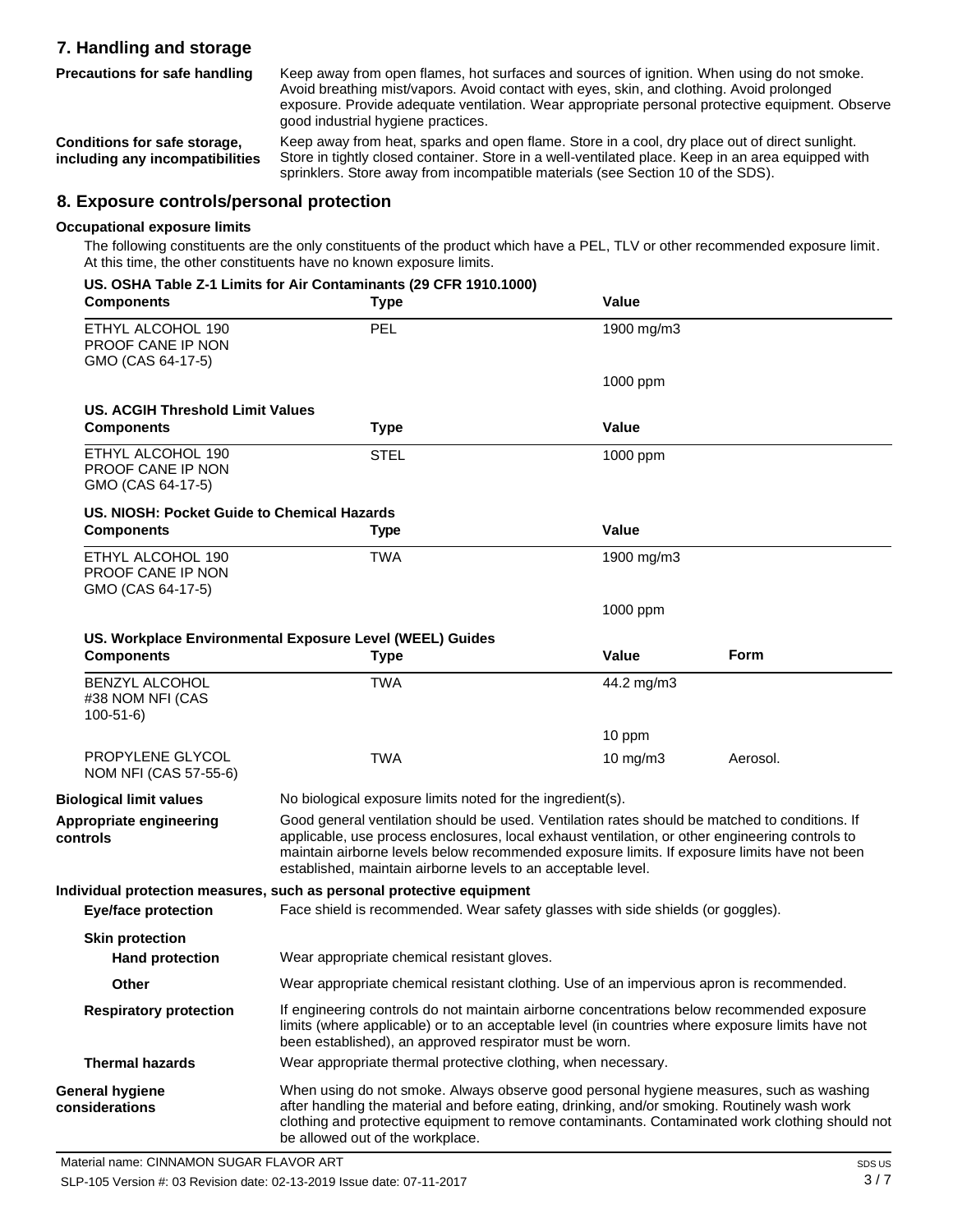## 7. Handling and storage

**Precautions for safe handling**

Keep away from open flames, hot surfaces and sources of ignition. When using do not smoke. Avoid breathing mist/vapors. Avoid contact with eyes, skin, and clothing. Avoid prolonged exposure. Provide adequate ventilation. Wear appropriate personal protective equipment. Observe good industrial hygiene practices.

**Conditions for safe storage, including any incompatibilities**

Keep away from heat, sparks and open flame. Store in a cool, dry place out of direct sunlight. Store in tightly closed container. Store in a well-ventilated place. Keep in an area equipped with sprinklers. Store away from incompatible materials (see Section 10 of the SDS).

## 8. Exposure controls/personal protection

**Occupational exposure limits**

The following constituents are the only constituents of the product which have a PEL, TLV or other recommended exposure limit. At this time, the other constituents have no known exposure limits.

**US. OSHA Table Z-1 Limits for Air Contaminants (29 CFR 1910.1000)**

| Components | Type | Value |
|---|---|---|
| ETHYL ALCOHOL 190 PROOF CANE IP NON GMO (CAS 64-17-5) | PEL | 1900 mg/m3 |
| | | 1000 ppm |

**US. ACGIH Threshold Limit Values**

| Components | Type | Value |
|---|---|---|
| ETHYL ALCOHOL 190 PROOF CANE IP NON GMO (CAS 64-17-5) | STEL | 1000 ppm |

**US. NIOSH: Pocket Guide to Chemical Hazards**

| Components | Type | Value |
|---|---|---|
| ETHYL ALCOHOL 190 PROOF CANE IP NON GMO (CAS 64-17-5) | TWA | 1900 mg/m3 |
| | | 1000 ppm |

**US. Workplace Environmental Exposure Level (WEEL) Guides**

| Components | Type | Value | Form |
|---|---|---|---|
| BENZYL ALCOHOL #38 NOM NFI (CAS 100-51-6) | TWA | 44.2 mg/m3 | |
| | | 10 ppm | |
| PROPYLENE GLYCOL NOM NFI (CAS 57-55-6) | TWA | 10 mg/m3 | Aerosol. |

**Biological limit values**

No biological exposure limits noted for the ingredient(s).

**Appropriate engineering controls**

Good general ventilation should be used. Ventilation rates should be matched to conditions. If applicable, use process enclosures, local exhaust ventilation, or other engineering controls to maintain airborne levels below recommended exposure limits. If exposure limits have not been established, maintain airborne levels to an acceptable level.

**Individual protection measures, such as personal protective equipment**

**Eye/face protection**

Face shield is recommended. Wear safety glasses with side shields (or goggles).

**Skin protection**

**Hand protection**

Wear appropriate chemical resistant gloves.

**Other**

Wear appropriate chemical resistant clothing. Use of an impervious apron is recommended.

**Respiratory protection**

If engineering controls do not maintain airborne concentrations below recommended exposure limits (where applicable) or to an acceptable level (in countries where exposure limits have not been established), an approved respirator must be worn.

**Thermal hazards**

Wear appropriate thermal protective clothing, when necessary.

**General hygiene considerations**

When using do not smoke. Always observe good personal hygiene measures, such as washing after handling the material and before eating, drinking, and/or smoking. Routinely wash work clothing and protective equipment to remove contaminants. Contaminated work clothing should not be allowed out of the workplace.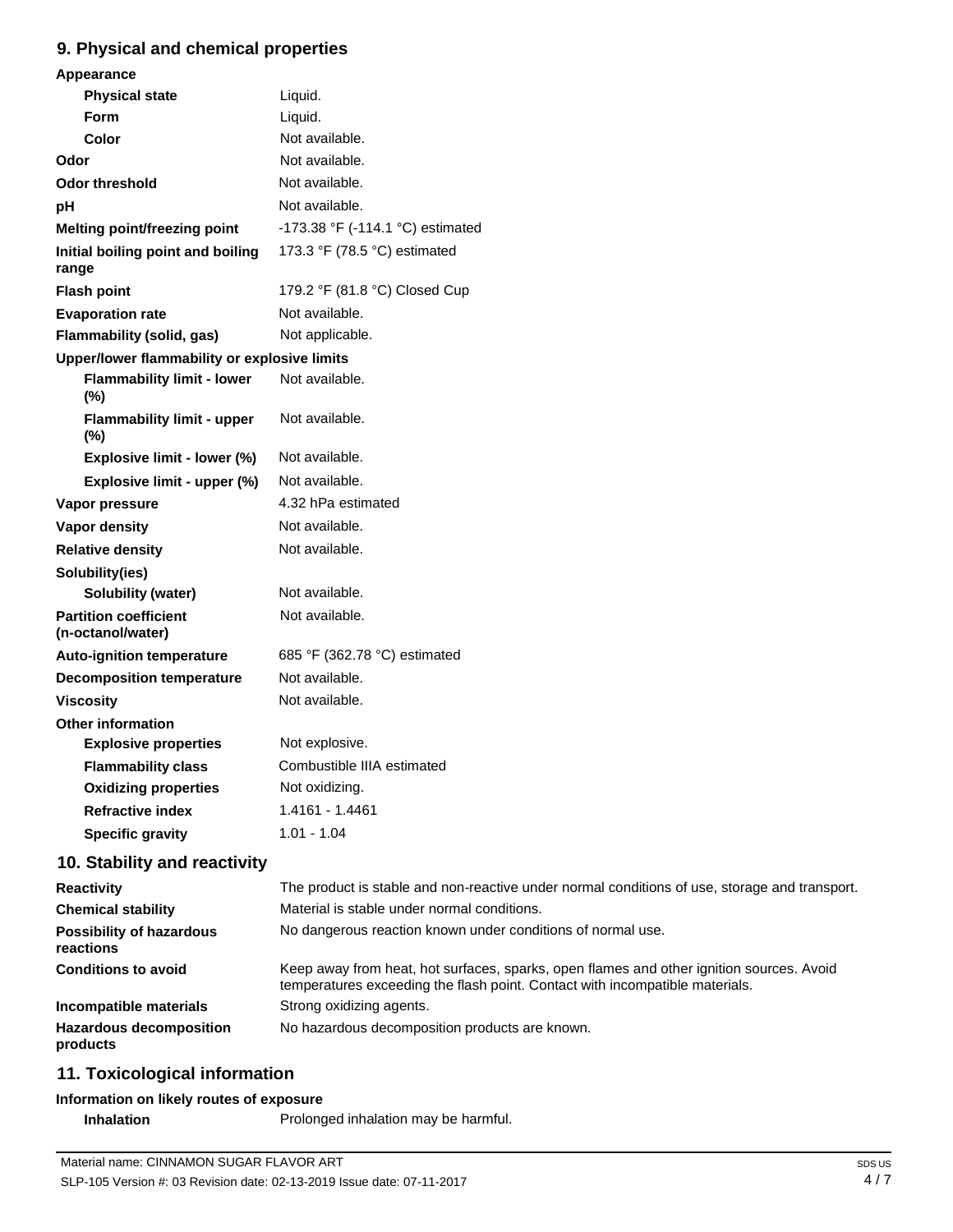## 9. Physical and chemical properties

| Property | Value |
|---|---|
| **Appearance** | |
| **Physical state** | Liquid. |
| **Form** | Liquid. |
| **Color** | Not available. |
| **Odor** | Not available. |
| **Odor threshold** | Not available. |
| **pH** | Not available. |
| **Melting point/freezing point** | -173.38 °F (-114.1 °C) estimated |
| **Initial boiling point and boiling range** | 173.3 °F (78.5 °C) estimated |
| **Flash point** | 179.2 °F (81.8 °C) Closed Cup |
| **Evaporation rate** | Not available. |
| **Flammability (solid, gas)** | Not applicable. |
| **Upper/lower flammability or explosive limits** | |
| **Flammability limit - lower (%)** | Not available. |
| **Flammability limit - upper (%)** | Not available. |
| **Explosive limit - lower (%)** | Not available. |
| **Explosive limit - upper (%)** | Not available. |
| **Vapor pressure** | 4.32 hPa estimated |
| **Vapor density** | Not available. |
| **Relative density** | Not available. |
| **Solubility(ies)** | |
| **Solubility (water)** | Not available. |
| **Partition coefficient (n-octanol/water)** | Not available. |
| **Auto-ignition temperature** | 685 °F (362.78 °C) estimated |
| **Decomposition temperature** | Not available. |
| **Viscosity** | Not available. |
| **Other information** | |
| **Explosive properties** | Not explosive. |
| **Flammability class** | Combustible IIIA estimated |
| **Oxidizing properties** | Not oxidizing. |
| **Refractive index** | 1.4161 - 1.4461 |
| **Specific gravity** | 1.01 - 1.04 |

## 10. Stability and reactivity

| Property | Value |
|---|---|
| **Reactivity** | The product is stable and non-reactive under normal conditions of use, storage and transport. |
| **Chemical stability** | Material is stable under normal conditions. |
| **Possibility of hazardous reactions** | No dangerous reaction known under conditions of normal use. |
| **Conditions to avoid** | Keep away from heat, hot surfaces, sparks, open flames and other ignition sources. Avoid temperatures exceeding the flash point. Contact with incompatible materials. |
| **Incompatible materials** | Strong oxidizing agents. |
| **Hazardous decomposition products** | No hazardous decomposition products are known. |

## 11. Toxicological information

**Information on likely routes of exposure**

| Route | Information |
|---|---|
| **Inhalation** | Prolonged inhalation may be harmful. |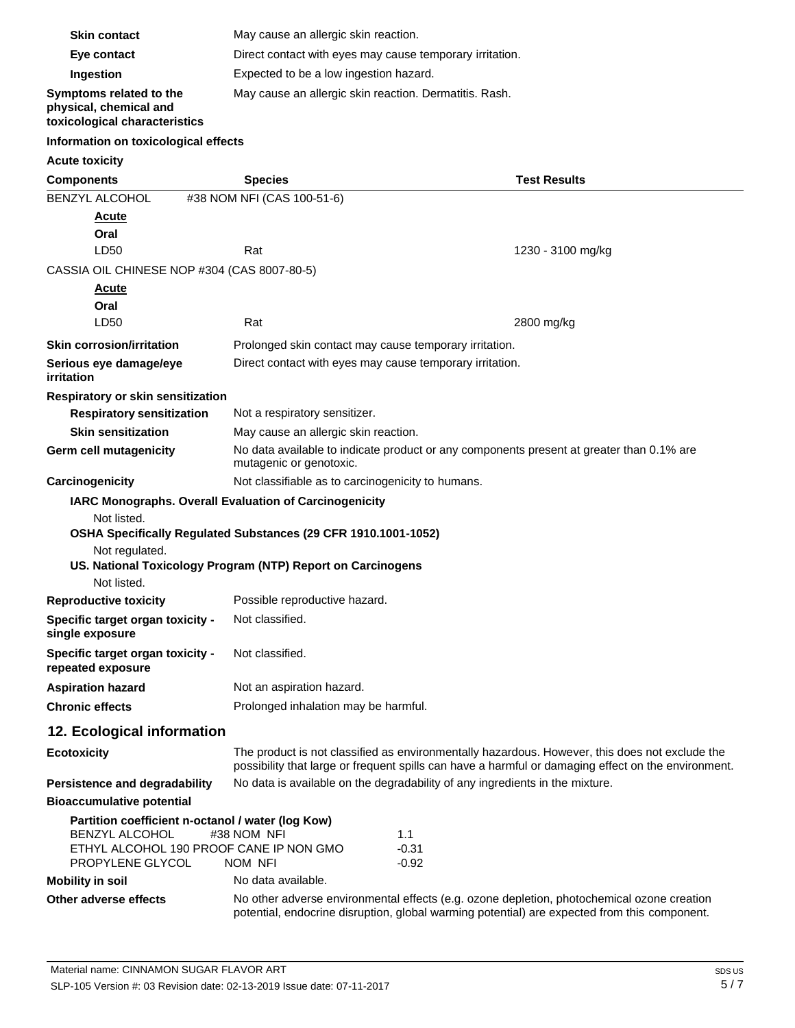**Skin contact** May cause an allergic skin reaction.

**Eye contact** Direct contact with eyes may cause temporary irritation.

**Ingestion** Expected to be a low ingestion hazard.

**Symptoms related to the physical, chemical and toxicological characteristics** May cause an allergic skin reaction. Dermatitis. Rash.

**Information on toxicological effects**

**Acute toxicity**

| Components | Species | Test Results |
|---|---|---|
| BENZYL ALCOHOL #38 NOM NFI (CAS 100-51-6) | | |
| ***Acute*** | | |
| **Oral** | | |
| LD50 | Rat | 1230 - 3100 mg/kg |
| CASSIA OIL CHINESE NOP #304 (CAS 8007-80-5) | | |
| ***Acute*** | | |
| **Oral** | | |
| LD50 | Rat | 2800 mg/kg |

**Skin corrosion/irritation** Prolonged skin contact may cause temporary irritation.

**Serious eye damage/eye irritation** Direct contact with eyes may cause temporary irritation.

**Respiratory or skin sensitization**

**Respiratory sensitization** Not a respiratory sensitizer.

**Skin sensitization** May cause an allergic skin reaction.

**Germ cell mutagenicity** No data available to indicate product or any components present at greater than 0.1% are mutagenic or genotoxic.

**Carcinogenicity** Not classifiable as to carcinogenicity to humans.

**IARC Monographs. Overall Evaluation of Carcinogenicity**

Not listed.

**OSHA Specifically Regulated Substances (29 CFR 1910.1001-1052)**

Not regulated.

**US. National Toxicology Program (NTP) Report on Carcinogens**

Not listed.

**Reproductive toxicity** Possible reproductive hazard.

**Specific target organ toxicity - single exposure** Not classified.

**Specific target organ toxicity - repeated exposure** Not classified.

**Aspiration hazard** Not an aspiration hazard.

**Chronic effects** Prolonged inhalation may be harmful.

## 12. Ecological information

**Ecotoxicity** The product is not classified as environmentally hazardous. However, this does not exclude the possibility that large or frequent spills can have a harmful or damaging effect on the environment.

**Persistence and degradability** No data is available on the degradability of any ingredients in the mixture.

**Bioaccumulative potential**

**Partition coefficient n-octanol / water (log Kow)**

| | |
|---|---|
| BENZYL ALCOHOL #38 NOM NFI | 1.1 |
| ETHYL ALCOHOL 190 PROOF CANE IP NON GMO | -0.31 |
| PROPYLENE GLYCOL NOM NFI | -0.92 |

**Mobility in soil** No data available.

**Other adverse effects** No other adverse environmental effects (e.g. ozone depletion, photochemical ozone creation potential, endocrine disruption, global warming potential) are expected from this component.

Material name: CINNAMON SUGAR FLAVOR ART

SLP-105 Version #: 03 Revision date: 02-13-2019 Issue date: 07-11-2017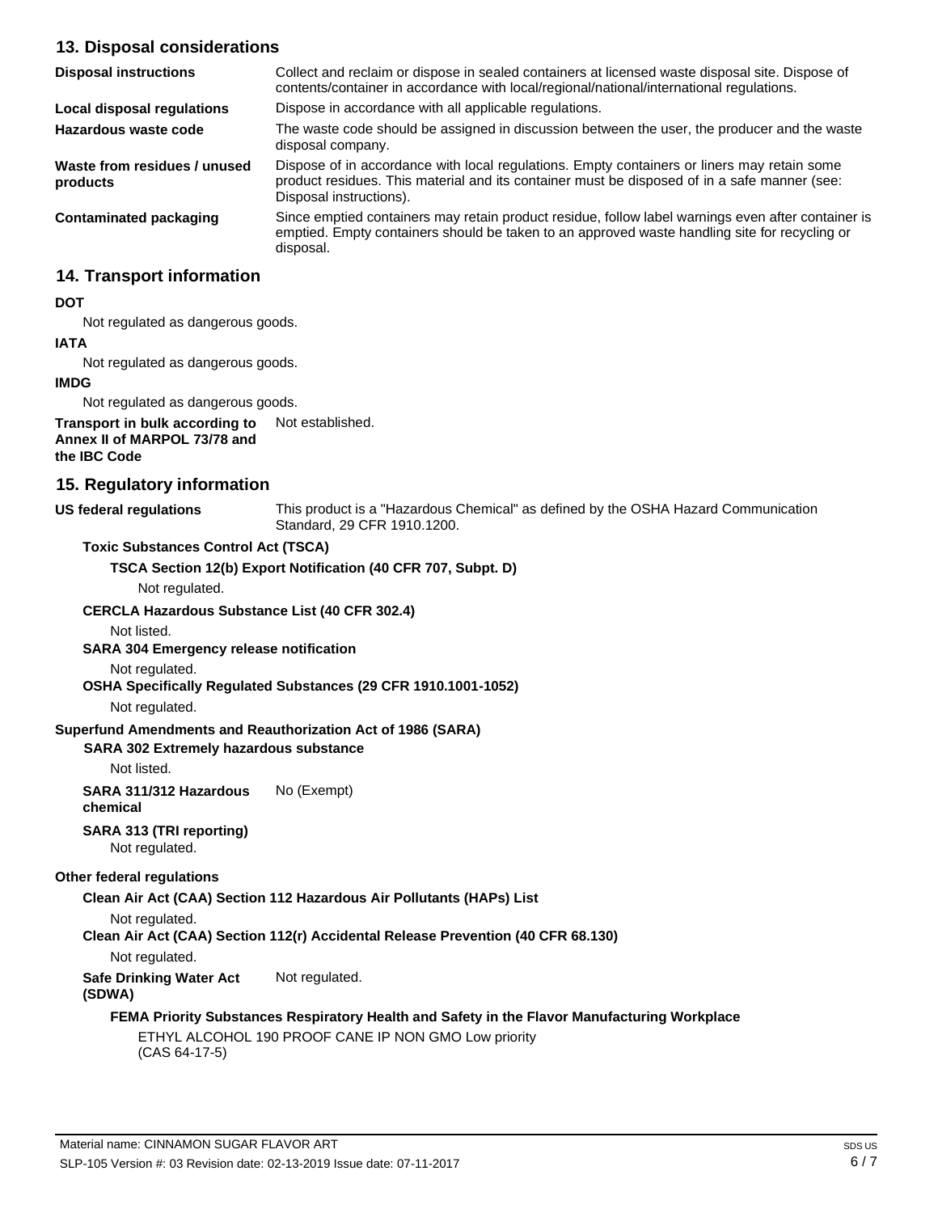## 13. Disposal considerations

| | |
|---|---|
| **Disposal instructions** | Collect and reclaim or dispose in sealed containers at licensed waste disposal site. Dispose of contents/container in accordance with local/regional/national/international regulations. |
| **Local disposal regulations** | Dispose in accordance with all applicable regulations. |
| **Hazardous waste code** | The waste code should be assigned in discussion between the user, the producer and the waste disposal company. |
| **Waste from residues / unused products** | Dispose of in accordance with local regulations. Empty containers or liners may retain some product residues. This material and its container must be disposed of in a safe manner (see: Disposal instructions). |
| **Contaminated packaging** | Since emptied containers may retain product residue, follow label warnings even after container is emptied. Empty containers should be taken to an approved waste handling site for recycling or disposal. |

## 14. Transport information

**DOT**

Not regulated as dangerous goods.

**IATA**

Not regulated as dangerous goods.

**IMDG**

Not regulated as dangerous goods.

**Transport in bulk according to Annex II of MARPOL 73/78 and the IBC Code** Not established.

## 15. Regulatory information

**US federal regulations** This product is a "Hazardous Chemical" as defined by the OSHA Hazard Communication Standard, 29 CFR 1910.1200.

**Toxic Substances Control Act (TSCA)**

**TSCA Section 12(b) Export Notification (40 CFR 707, Subpt. D)**

Not regulated.

**CERCLA Hazardous Substance List (40 CFR 302.4)**

Not listed.

**SARA 304 Emergency release notification**

Not regulated.

**OSHA Specifically Regulated Substances (29 CFR 1910.1001-1052)**

Not regulated.

**Superfund Amendments and Reauthorization Act of 1986 (SARA)**

**SARA 302 Extremely hazardous substance**

Not listed.

**SARA 311/312 Hazardous chemical** No (Exempt)

**SARA 313 (TRI reporting)**

Not regulated.

**Other federal regulations**

**Clean Air Act (CAA) Section 112 Hazardous Air Pollutants (HAPs) List**

Not regulated.

**Clean Air Act (CAA) Section 112(r) Accidental Release Prevention (40 CFR 68.130)**

Not regulated.

**Safe Drinking Water Act (SDWA)** Not regulated.

**FEMA Priority Substances Respiratory Health and Safety in the Flavor Manufacturing Workplace**

ETHYL ALCOHOL 190 PROOF CANE IP NON GMO Low priority
(CAS 64-17-5)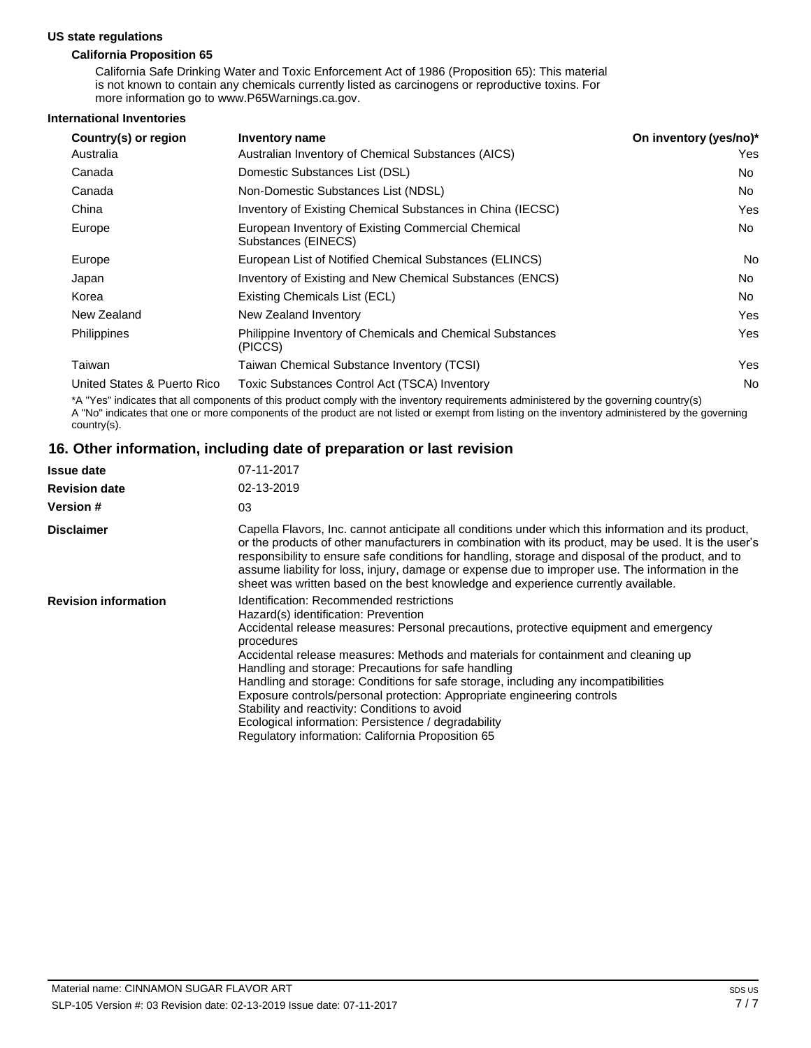**US state regulations**

**California Proposition 65**

California Safe Drinking Water and Toxic Enforcement Act of 1986 (Proposition 65): This material is not known to contain any chemicals currently listed as carcinogens or reproductive toxins. For more information go to www.P65Warnings.ca.gov.

**International Inventories**

| Country(s) or region | Inventory name | On inventory (yes/no)* |
|---|---|---|
| Australia | Australian Inventory of Chemical Substances (AICS) | Yes |
| Canada | Domestic Substances List (DSL) | No |
| Canada | Non-Domestic Substances List (NDSL) | No |
| China | Inventory of Existing Chemical Substances in China (IECSC) | Yes |
| Europe | European Inventory of Existing Commercial Chemical Substances (EINECS) | No |
| Europe | European List of Notified Chemical Substances (ELINCS) | No |
| Japan | Inventory of Existing and New Chemical Substances (ENCS) | No |
| Korea | Existing Chemicals List (ECL) | No |
| New Zealand | New Zealand Inventory | Yes |
| Philippines | Philippine Inventory of Chemicals and Chemical Substances (PICCS) | Yes |
| Taiwan | Taiwan Chemical Substance Inventory (TCSI) | Yes |
| United States & Puerto Rico | Toxic Substances Control Act (TSCA) Inventory | No |

*A "Yes" indicates that all components of this product comply with the inventory requirements administered by the governing country(s)
A "No" indicates that one or more components of the product are not listed or exempt from listing on the inventory administered by the governing country(s).

## 16. Other information, including date of preparation or last revision

**Issue date** 07-11-2017

**Revision date** 02-13-2019

**Version #** 03

**Disclaimer** Capella Flavors, Inc. cannot anticipate all conditions under which this information and its product, or the products of other manufacturers in combination with its product, may be used. It is the user's responsibility to ensure safe conditions for handling, storage and disposal of the product, and to assume liability for loss, injury, damage or expense due to improper use. The information in the sheet was written based on the best knowledge and experience currently available.

**Revision information**

Identification: Recommended restrictions
Hazard(s) identification: Prevention
Accidental release measures: Personal precautions, protective equipment and emergency procedures
Accidental release measures: Methods and materials for containment and cleaning up
Handling and storage: Precautions for safe handling
Handling and storage: Conditions for safe storage, including any incompatibilities
Exposure controls/personal protection: Appropriate engineering controls
Stability and reactivity: Conditions to avoid
Ecological information: Persistence / degradability
Regulatory information: California Proposition 65